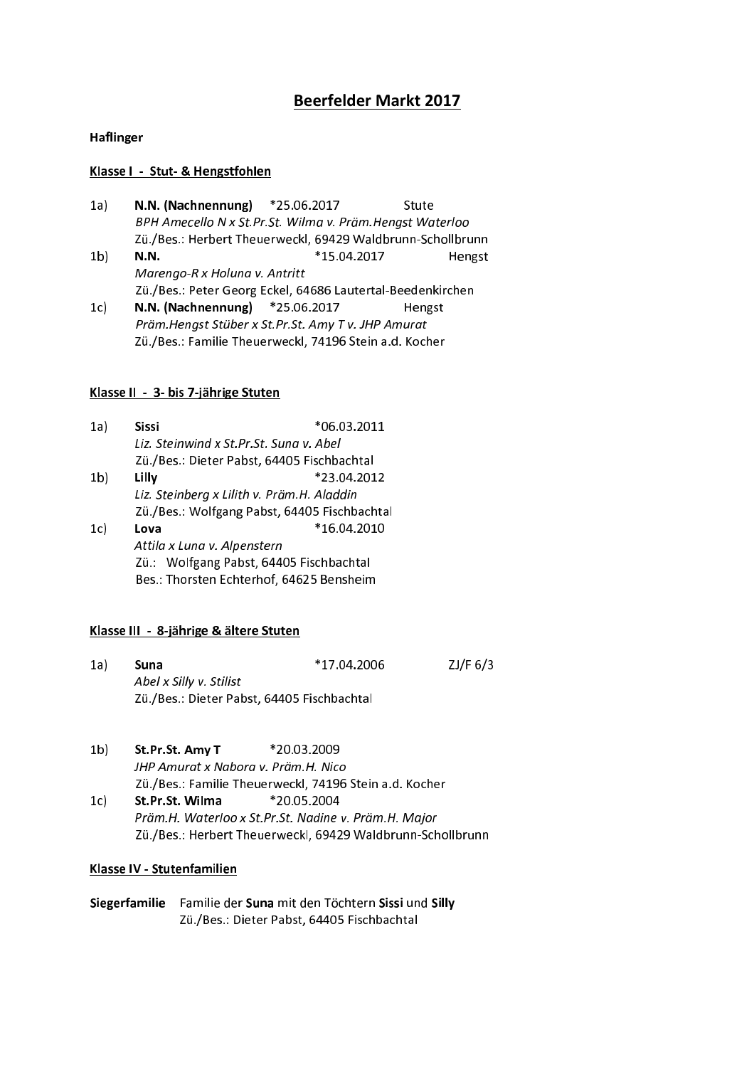# Beerfelder Markt 2017

**Haflinger**

**Klasse I - Stut- & Hengstfohlen**

1a) **N.N. (Nachnennung)** *25.06.2017 Stute
*BPH Amecello N x St.Pr.St. Wilma v. Präm.Hengst Waterloo*
Zü./Bes.: Herbert Theuerweckl, 69429 Waldbrunn-Schollbrunn

1b) **N.N.** *15.04.2017 Hengst
*Marengo-R x Holuna v. Antritt*
Zü./Bes.: Peter Georg Eckel, 64686 Lautertal-Beedenkirchen

1c) **N.N. (Nachnennung)** *25.06.2017 Hengst
*Präm.Hengst Stüber x St.Pr.St. Amy T v. JHP Amurat*
Zü./Bes.: Familie Theuerweckl, 74196 Stein a.d. Kocher

**Klasse II - 3- bis 7-jährige Stuten**

1a) **Sissi** *06.03.2011
*Liz. Steinwind x St.Pr.St. Suna v. Abel*
Zü./Bes.: Dieter Pabst, 64405 Fischbachtal

1b) **Lilly** *23.04.2012
*Liz. Steinberg x Lilith v. Präm.H. Aladdin*
Zü./Bes.: Wolfgang Pabst, 64405 Fischbachtal

1c) **Lova** *16.04.2010
*Attila x Luna v. Alpenstern*
Zü.: Wolfgang Pabst, 64405 Fischbachtal
Bes.: Thorsten Echterhof, 64625 Bensheim

**Klasse III - 8-jährige & ältere Stuten**

1a) **Suna** *17.04.2006 ZJ/F 6/3
*Abel x Silly v. Stilist*
Zü./Bes.: Dieter Pabst, 64405 Fischbachtal

1b) **St.Pr.St. Amy T** *20.03.2009
*JHP Amurat x Nabora v. Präm.H. Nico*
Zü./Bes.: Familie Theuerweckl, 74196 Stein a.d. Kocher

1c) **St.Pr.St. Wilma** *20.05.2004
*Präm.H. Waterloo x St.Pr.St. Nadine v. Präm.H. Major*
Zü./Bes.: Herbert Theuerweckl, 69429 Waldbrunn-Schollbrunn

**Klasse IV - Stutenfamilien**

**Siegerfamilie** Familie der **Suna** mit den Töchtern **Sissi** und **Silly**
Zü./Bes.: Dieter Pabst, 64405 Fischbachtal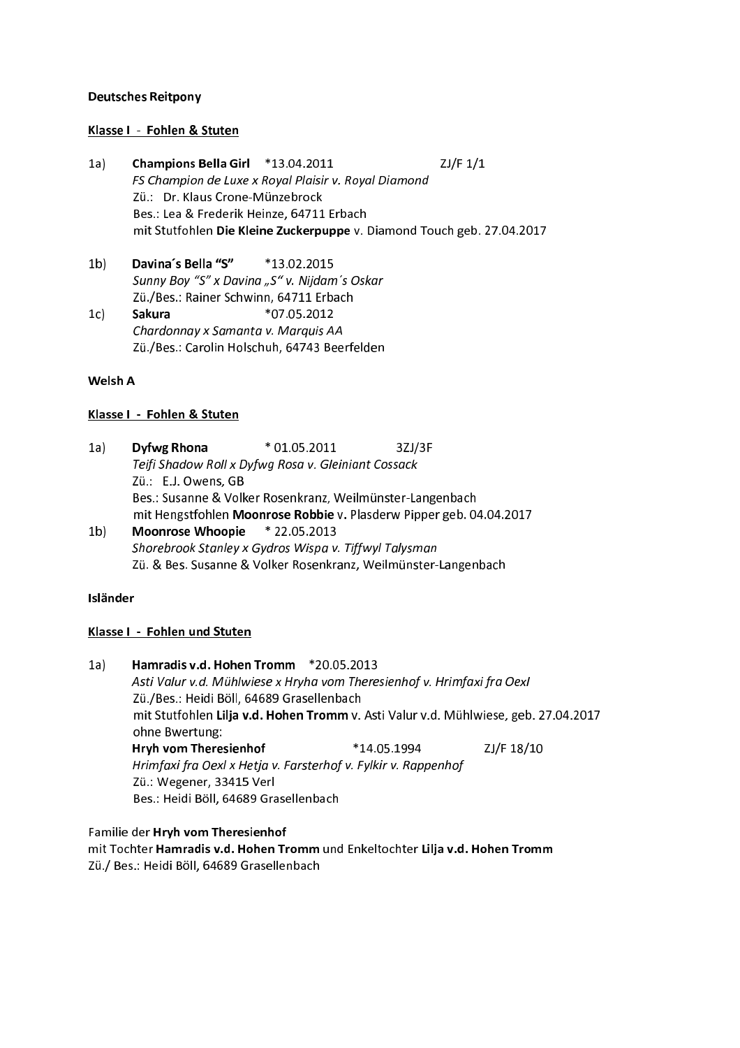**Deutsches Reitpony**

**Klasse I - Fohlen & Stuten**

1a) **Champions Bella Girl** *13.04.2011 ZJ/F 1/1
*FS Champion de Luxe x Royal Plaisir v. Royal Diamond*
Zü.: Dr. Klaus Crone-Münzebrock
Bes.: Lea & Frederik Heinze, 64711 Erbach
mit Stutfohlen **Die Kleine Zuckerpuppe** v. Diamond Touch geb. 27.04.2017

1b) **Davina´s Bella "S"** *13.02.2015
*Sunny Boy "S" x Davina „S" v. Nijdam´s Oskar*
Zü./Bes.: Rainer Schwinn, 64711 Erbach

1c) **Sakura** *07.05.2012
*Chardonnay x Samanta v. Marquis AA*
Zü./Bes.: Carolin Holschuh, 64743 Beerfelden

**Welsh A**

**Klasse I - Fohlen & Stuten**

1a) **Dyfwg Rhona** * 01.05.2011 3ZJ/3F
*Teifi Shadow Roll x Dyfwg Rosa v. Gleiniant Cossack*
Zü.: E.J. Owens, GB
Bes.: Susanne & Volker Rosenkranz, Weilmünster-Langenbach
mit Hengstfohlen **Moonrose Robbie** v. Plasderw Pipper geb. 04.04.2017

1b) **Moonrose Whoopie** * 22.05.2013
*Shorebrook Stanley x Gydros Wispa v. Tiffwyl Talysman*
Zü. & Bes. Susanne & Volker Rosenkranz, Weilmünster-Langenbach

**Isländer**

**Klasse I - Fohlen und Stuten**

1a) **Hamradis v.d. Hohen Tromm** *20.05.2013
*Asti Valur v.d. Mühlwiese x Hryha vom Theresienhof v. Hrimfaxi fra Oexl*
Zü./Bes.: Heidi Böll, 64689 Grasellenbach
mit Stutfohlen **Lilja v.d. Hohen Tromm** v. Asti Valur v.d. Mühlwiese, geb. 27.04.2017
ohne Bwertung:
**Hryh vom Theresienhof** *14.05.1994 ZJ/F 18/10
*Hrimfaxi fra Oexl x Hetja v. Farsterhof v. Fylkir v. Rappenhof*
Zü.: Wegener, 33415 Verl
Bes.: Heidi Böll, 64689 Grasellenbach

Familie der **Hryh vom Theresienhof**
mit Tochter **Hamradis v.d. Hohen Tromm** und Enkeltochter **Lilja v.d. Hohen Tromm**
Zü./ Bes.: Heidi Böll, 64689 Grasellenbach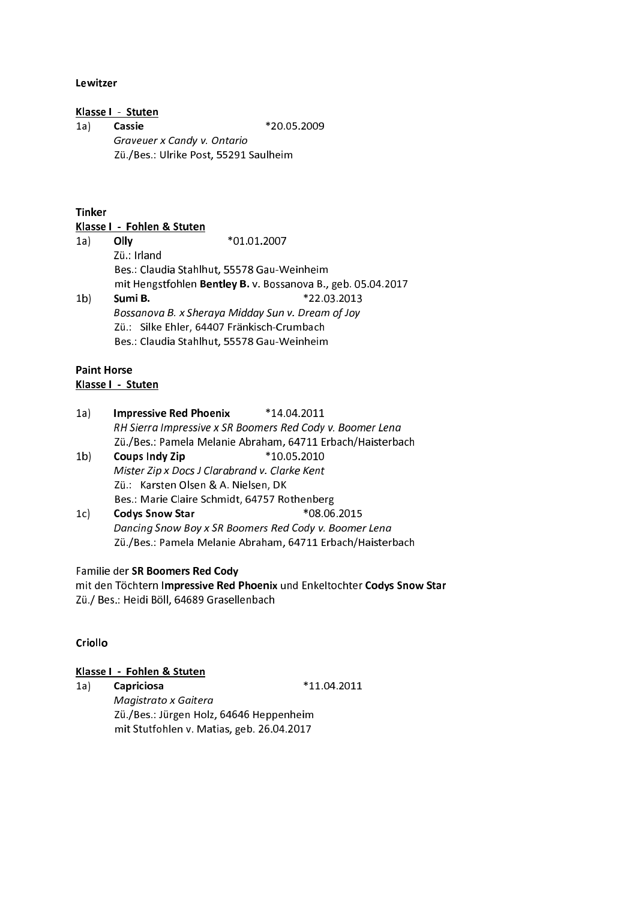**Lewitzer**

**Klasse I - Stuten**

1a) **Cassie** *20.05.2009
*Graveuer x Candy v. Ontario*
Zü./Bes.: Ulrike Post, 55291 Saulheim

**Tinker**

**Klasse I - Fohlen & Stuten**

1a) **Olly** *01.01.2007
Zü.: Irland
Bes.: Claudia Stahlhut, 55578 Gau-Weinheim
mit Hengstfohlen **Bentley B.** v. Bossanova B., geb. 05.04.2017

1b) **Sumi B.** *22.03.2013
*Bossanova B. x Sheraya Midday Sun v. Dream of Joy*
Zü.: Silke Ehler, 64407 Fränkisch-Crumbach
Bes.: Claudia Stahlhut, 55578 Gau-Weinheim

**Paint Horse**

**Klasse I - Stuten**

1a) **Impressive Red Phoenix** *14.04.2011
*RH Sierra Impressive x SR Boomers Red Cody v. Boomer Lena*
Zü./Bes.: Pamela Melanie Abraham, 64711 Erbach/Haisterbach

1b) **Coups Indy Zip** *10.05.2010
*Mister Zip x Docs J Clarabrand v. Clarke Kent*
Zü.: Karsten Olsen & A. Nielsen, DK
Bes.: Marie Claire Schmidt, 64757 Rothenberg

1c) **Codys Snow Star** *08.06.2015
*Dancing Snow Boy x SR Boomers Red Cody v. Boomer Lena*
Zü./Bes.: Pamela Melanie Abraham, 64711 Erbach/Haisterbach

Familie der **SR Boomers Red Cody**
mit den Töchtern **Impressive Red Phoenix** und Enkeltochter **Codys Snow Star**
Zü./ Bes.: Heidi Böll, 64689 Grasellenbach

**Criollo**

**Klasse I - Fohlen & Stuten**

1a) **Capriciosa** *11.04.2011
*Magistrato x Gaitera*
Zü./Bes.: Jürgen Holz, 64646 Heppenheim
mit Stutfohlen v. Matias, geb. 26.04.2017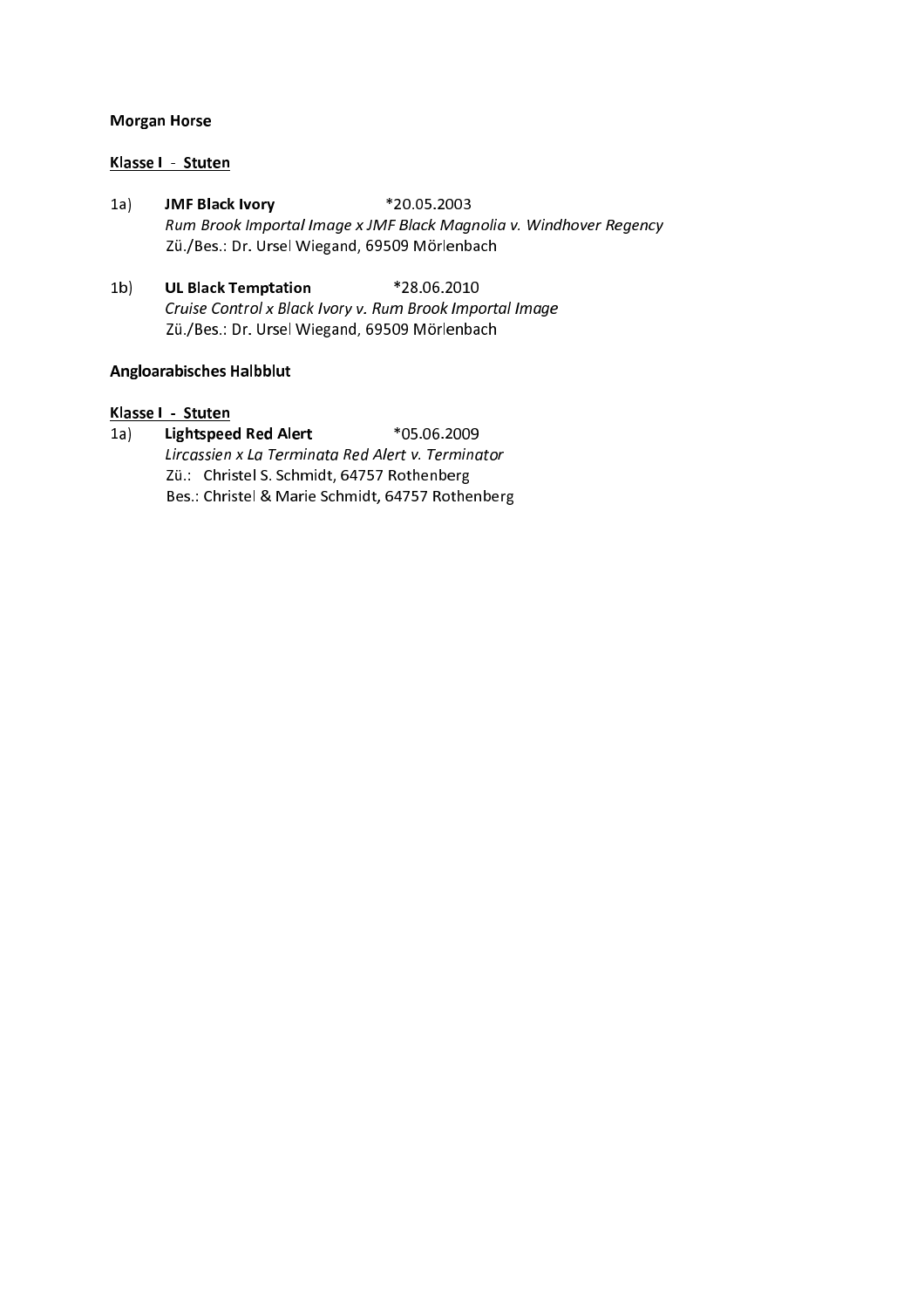**Morgan Horse**

**Klasse I - Stuten**

1a) **JMF Black Ivory** *20.05.2003
*Rum Brook Importal Image x JMF Black Magnolia v. Windhover Regency*
Zü./Bes.: Dr. Ursel Wiegand, 69509 Mörlenbach

1b) **UL Black Temptation** *28.06.2010
*Cruise Control x Black Ivory v. Rum Brook Importal Image*
Zü./Bes.: Dr. Ursel Wiegand, 69509 Mörlenbach

**Angloarabisches Halbblut**

**Klasse I - Stuten**

1a) **Lightspeed Red Alert** *05.06.2009
*Lircassien x La Terminata Red Alert v. Terminator*
Zü.: Christel S. Schmidt, 64757 Rothenberg
Bes.: Christel & Marie Schmidt, 64757 Rothenberg